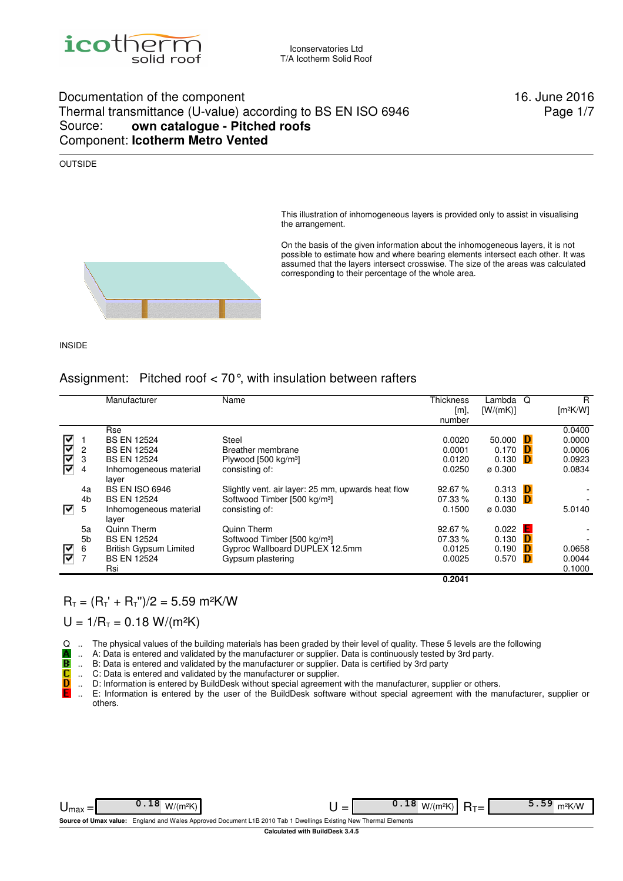icotherm solid roof

Iconservatories Ltd
T/A Icotherm Solid Roof

# Documentation of the component
## Thermal transmittance (U-value) according to BS EN ISO 6946

**Source: own catalogue - Pitched roofs**
**Component: Icotherm Metro Vented**

16. June 2016

OUTSIDE

This illustration of inhomogeneous layers is provided only to assist in visualising the arrangement.

On the basis of the given information about the inhomogeneous layers, it is not possible to estimate how and where bearing elements intersect each other. It was assumed that the layers intersect crosswise. The size of the areas was calculated corresponding to their percentage of the whole area.

INSIDE

## Assignment: Pitched roof < 70°, with insulation between rafters

| | | Manufacturer | Name | Thickness [m], number | Lambda [W/(mK)] | Q | R [m²K/W] |
|---|---|---|---|---|---|---|---|
| | | Rse | | | | | 0.0400 |
| ☑ | 1 | BS EN 12524 | Steel | 0.0020 | 50.000 | D | 0.0000 |
| ☑ | 2 | BS EN 12524 | Breather membrane | 0.0001 | 0.170 | D | 0.0006 |
| ☑ | 3 | BS EN 12524 | Plywood [500 kg/m³] | 0.0120 | 0.130 | D | 0.0923 |
| ☑ | 4 | Inhomogeneous material layer | consisting of: | 0.0250 | ø 0.300 | | 0.0834 |
| | 4a | BS EN ISO 6946 | Slightly vent. air layer: 25 mm, upwards heat flow | 92.67 % | 0.313 | D | - |
| | 4b | BS EN 12524 | Softwood Timber [500 kg/m³] | 07.33 % | 0.130 | D | - |
| ☑ | 5 | Inhomogeneous material layer | consisting of: | 0.1500 | ø 0.030 | | 5.0140 |
| | 5a | Quinn Therm | Quinn Therm | 92.67 % | 0.022 | E | - |
| | 5b | BS EN 12524 | Softwood Timber [500 kg/m³] | 07.33 % | 0.130 | D | - |
| ☑ | 6 | British Gypsum Limited | Gyproc Wallboard DUPLEX 12.5mm | 0.0125 | 0.190 | D | 0.0658 |
| ☑ | 7 | BS EN 12524 | Gypsum plastering | 0.0025 | 0.570 | D | 0.0044 |
| | | Rsi | | | | | 0.1000 |
| | | | | **0.2041** | | | |

$R_T = (R_T' + R_T'')/2 = 5.59$ m²K/W

$U = 1/R_T = 0.18$ W/(m²K)

Q .. The physical values of the building materials has been graded by their level of quality. These 5 levels are the following

- A .. A: Data is entered and validated by the manufacturer or supplier. Data is continuously tested by 3rd party.
- B .. B: Data is entered and validated by the manufacturer or supplier. Data is certified by 3rd party
- C .. C: Data is entered and validated by the manufacturer or supplier.
- D .. D: Information is entered by BuildDesk without special agreement with the manufacturer, supplier or others.
- E .. E: Information is entered by the user of the BuildDesk software without special agreement with the manufacturer, supplier or others.

$U_{max}$ = 0.18 W/(m²K) U = 0.18 W/(m²K) $R_T$ = 5.59 m²K/W

**Source of Umax value:** England and Wales Approved Document L1B 2010 Tab 1 Dwellings Existing New Thermal Elements

**Calculated with BuildDesk 3.4.5**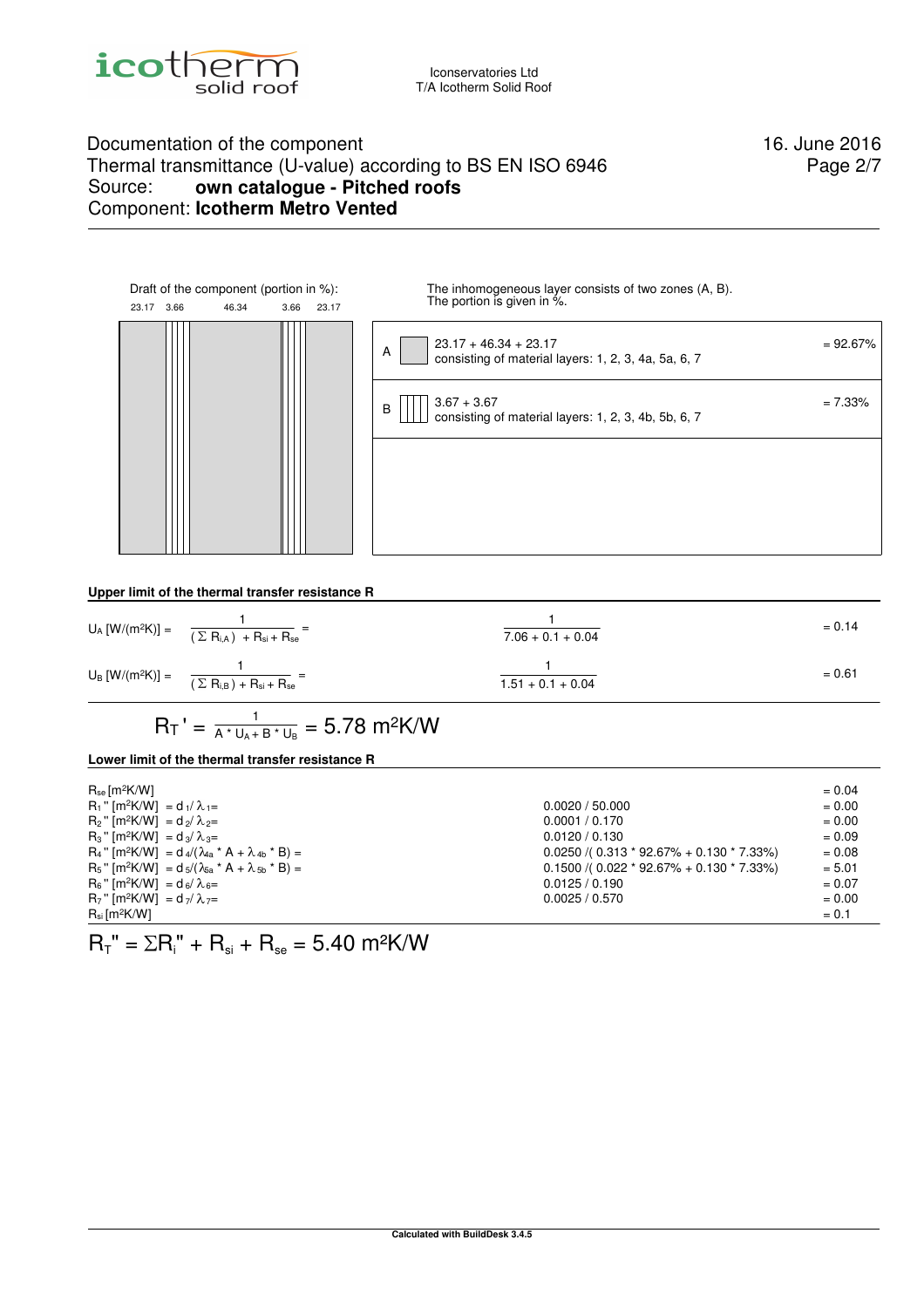Iconservatories Ltd
T/A Icotherm Solid Roof

Documentation of the component
Thermal transmittance (U-value) according to BS EN ISO 6946
Source: **own catalogue - Pitched roofs**
Component: **Icotherm Metro Vented**

16. June 2016

Draft of the component (portion in %):

23.17 | 3.66 | 46.34 | 3.66 | 23.17

The inhomogeneous layer consists of two zones (A, B).
The portion is given in %.

| Zone | Description | Portion |
|---|---|---|
| A | 23.17 + 46.34 + 23.17<br>consisting of material layers: 1, 2, 3, 4a, 5a, 6, 7 | = 92.67% |
| B | 3.67 + 3.67<br>consisting of material layers: 1, 2, 3, 4b, 5b, 6, 7 | = 7.33% |

**Upper limit of the thermal transfer resistance R**

$$U_A\ [W/(m^2K)] = \frac{1}{(\Sigma R_{i,A}) + R_{si} + R_{se}} = \frac{1}{7.06 + 0.1 + 0.04} = 0.14$$

$$U_B\ [W/(m^2K)] = \frac{1}{(\Sigma R_{i,B}) + R_{si} + R_{se}} = \frac{1}{1.51 + 0.1 + 0.04} = 0.61$$

$$R_T' = \frac{1}{A * U_A + B * U_B} = 5.78\ m^2K/W$$

**Lower limit of the thermal transfer resistance R**

| | | |
|---|---|---|
| $R_{se}$ [m²K/W] | | = 0.04 |
| $R_1''$ [m²K/W] $= d_1/\lambda_1 =$ | 0.0020 / 50.000 | = 0.00 |
| $R_2''$ [m²K/W] $= d_2/\lambda_2 =$ | 0.0001 / 0.170 | = 0.00 |
| $R_3''$ [m²K/W] $= d_3/\lambda_3 =$ | 0.0120 / 0.130 | = 0.09 |
| $R_4''$ [m²K/W] $= d_4/(\lambda_{4a} * A + \lambda_{4b} * B) =$ | 0.0250 /( 0.313 * 92.67% + 0.130 * 7.33%) | = 0.08 |
| $R_5''$ [m²K/W] $= d_5/(\lambda_{6a} * A + \lambda_{5b} * B) =$ | 0.1500 /( 0.022 * 92.67% + 0.130 * 7.33%) | = 5.01 |
| $R_6''$ [m²K/W] $= d_6/\lambda_6 =$ | 0.0125 / 0.190 | = 0.07 |
| $R_7''$ [m²K/W] $= d_7/\lambda_7 =$ | 0.0025 / 0.570 | = 0.00 |
| $R_{si}$ [m²K/W] | | = 0.1 |

$$R_T'' = \Sigma R_i'' + R_{si} + R_{se} = 5.40\ m^2K/W$$

**Calculated with BuildDesk 3.4.5**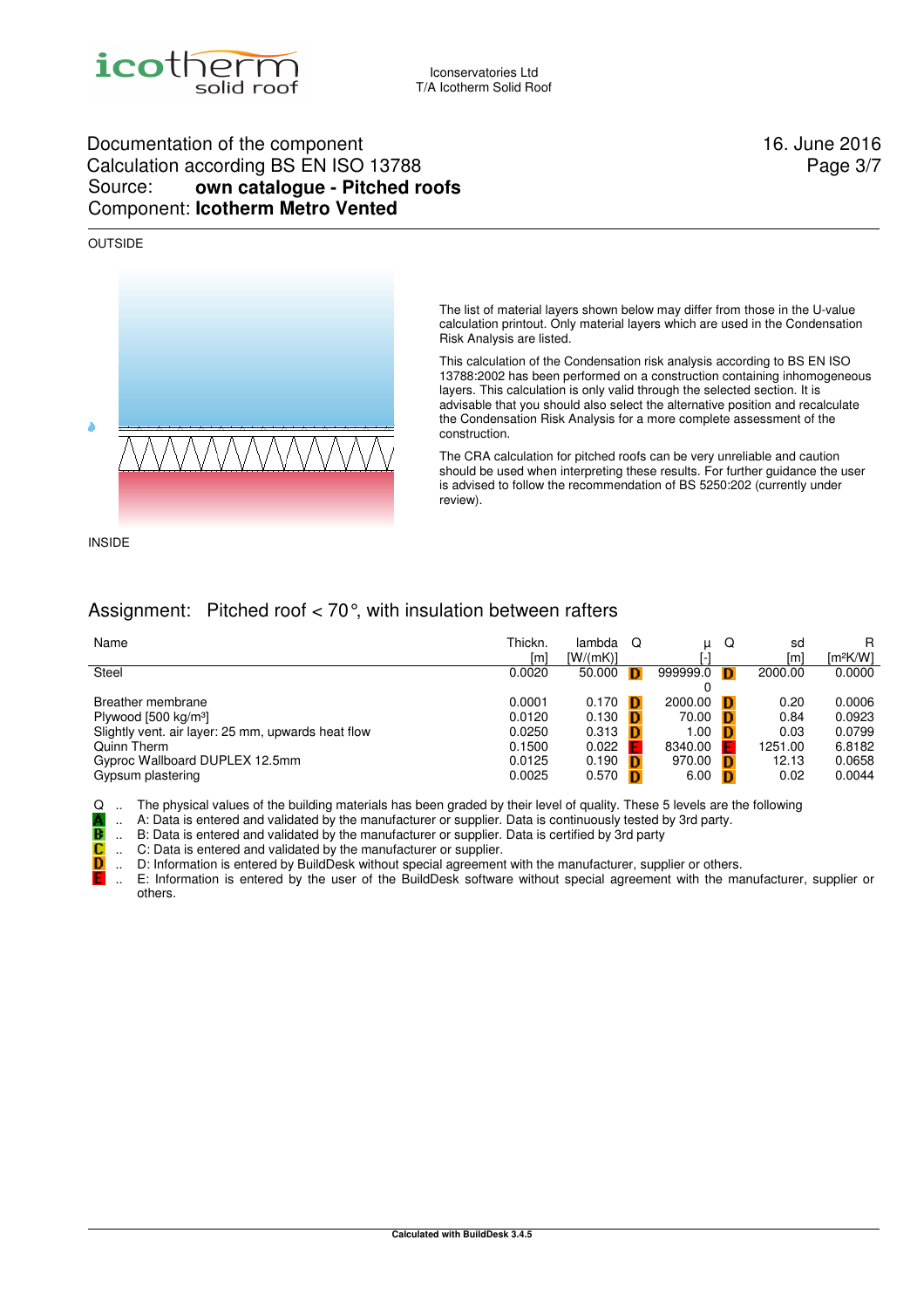Iconservatories Ltd
T/A Icotherm Solid Roof

Documentation of the component
Calculation according BS EN ISO 13788
Source: **own catalogue - Pitched roofs**
Component: **Icotherm Metro Vented**

16. June 2016

OUTSIDE

INSIDE

The list of material layers shown below may differ from those in the U-value calculation printout. Only material layers which are used in the Condensation Risk Analysis are listed.

This calculation of the Condensation risk analysis according to BS EN ISO 13788:2002 has been performed on a construction containing inhomogeneous layers. This calculation is only valid through the selected section. It is advisable that you should also select the alternative position and recalculate the Condensation Risk Analysis for a more complete assessment of the construction.

The CRA calculation for pitched roofs can be very unreliable and caution should be used when interpreting these results. For further guidance the user is advised to follow the recommendation of BS 5250:202 (currently under review).

## Assignment: Pitched roof < 70°, with insulation between rafters

| Name | Thickn. [m] | lambda [W/(mK)] | Q | μ [-] | Q | sd [m] | R [m²K/W] |
|---|---|---|---|---|---|---|---|
| Steel | 0.0020 | 50.000 | D | 9999990 | D | 2000.00 | 0.0000 |
| Breather membrane | 0.0001 | 0.170 | D | 2000.00 | D | 0.20 | 0.0006 |
| Plywood [500 kg/m³] | 0.0120 | 0.130 | D | 70.00 | D | 0.84 | 0.0923 |
| Slightly vent. air layer: 25 mm, upwards heat flow | 0.0250 | 0.313 | D | 1.00 | D | 0.03 | 0.0799 |
| Quinn Therm | 0.1500 | 0.022 | E | 8340.00 | E | 1251.00 | 6.8182 |
| Gyproc Wallboard DUPLEX 12.5mm | 0.0125 | 0.190 | D | 970.00 | D | 12.13 | 0.0658 |
| Gypsum plastering | 0.0025 | 0.570 | D | 6.00 | D | 0.02 | 0.0044 |

Q .. The physical values of the building materials has been graded by their level of quality. These 5 levels are the following
A .. A: Data is entered and validated by the manufacturer or supplier. Data is continuously tested by 3rd party.
B .. B: Data is entered and validated by the manufacturer or supplier. Data is certified by 3rd party
C .. C: Data is entered and validated by the manufacturer or supplier.
D .. D: Information is entered by BuildDesk without special agreement with the manufacturer, supplier or others.
E .. E: Information is entered by the user of the BuildDesk software without special agreement with the manufacturer, supplier or others.

**Calculated with BuildDesk 3.4.5**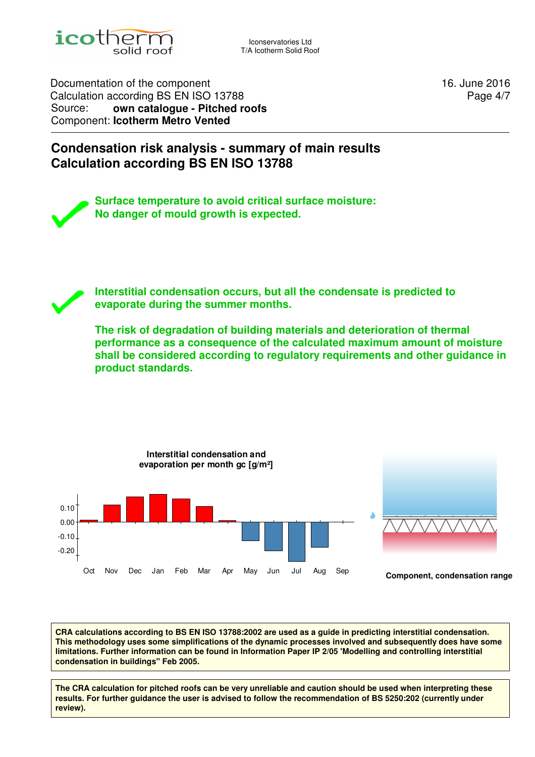Documentation of the component
Calculation according BS EN ISO 13788
Source: **own catalogue - Pitched roofs**
Component: **Icotherm Metro Vented**

16. June 2016

## Condensation risk analysis - summary of main results
## Calculation according BS EN ISO 13788

**Surface temperature to avoid critical surface moisture:**
**No danger of mould growth is expected.**

**Interstitial condensation occurs, but all the condensate is predicted to evaporate during the summer months.**

**The risk of degradation of building materials and deterioration of thermal performance as a consequence of the calculated maximum amount of moisture shall be considered according to regulatory requirements and other guidance in product standards.**

**Interstitial condensation and evaporation per month gc [g/m²]**

**Component, condensation range**

**CRA calculations according to BS EN ISO 13788:2002 are used as a guide in predicting interstitial condensation. This methodology uses some simplifications of the dynamic processes involved and subsequently does have some limitations. Further information can be found in Information Paper IP 2/05 'Modelling and controlling interstitial condensation in buildings" Feb 2005.**

**The CRA calculation for pitched roofs can be very unreliable and caution should be used when interpreting these results. For further guidance the user is advised to follow the recommendation of BS 5250:202 (currently under review).**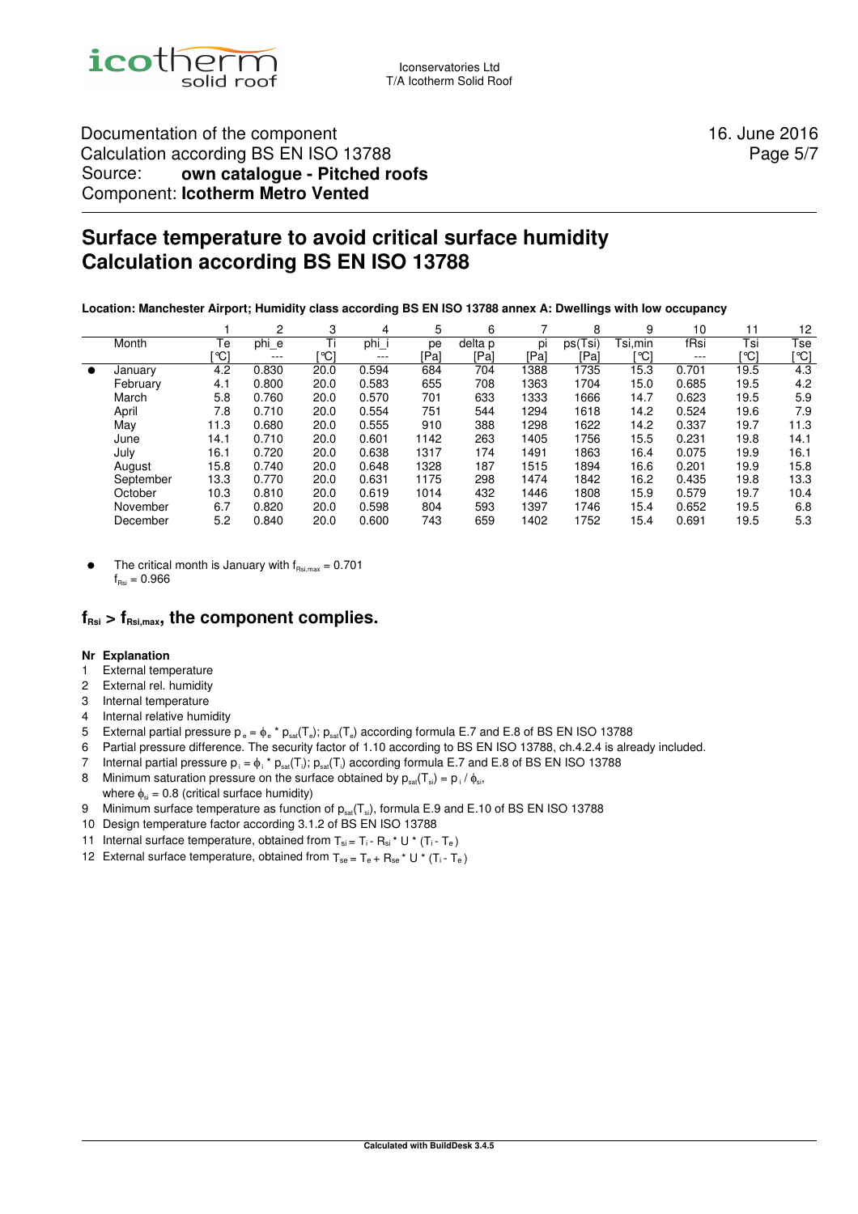Documentation of the component
Calculation according BS EN ISO 13788
Source: **own catalogue - Pitched roofs**
Component: **Icotherm Metro Vented**

16. June 2016

# Surface temperature to avoid critical surface humidity Calculation according BS EN ISO 13788

**Location: Manchester Airport; Humidity class according BS EN ISO 13788 annex A: Dwellings with low occupancy**

| | | 1 | 2 | 3 | 4 | 5 | 6 | 7 | 8 | 9 | 10 | 11 | 12 |
|---|---|---|---|---|---|---|---|---|---|---|---|---|---|
| | Month | Te | phi_e | Ti | phi_i | pe | delta p | pi | ps(Tsi) | Tsi,min | fRsi | Tsi | Tse |
| | | [°C] | --- | [°C] | --- | [Pa] | [Pa] | [Pa] | [Pa] | [°C] | --- | [°C] | [°C] |
| ● | January | 4.2 | 0.830 | 20.0 | 0.594 | 684 | 704 | 1388 | 1735 | 15.3 | 0.701 | 19.5 | 4.3 |
| | February | 4.1 | 0.800 | 20.0 | 0.583 | 655 | 708 | 1363 | 1704 | 15.0 | 0.685 | 19.5 | 4.2 |
| | March | 5.8 | 0.760 | 20.0 | 0.570 | 701 | 633 | 1333 | 1666 | 14.7 | 0.623 | 19.5 | 5.9 |
| | April | 7.8 | 0.710 | 20.0 | 0.554 | 751 | 544 | 1294 | 1618 | 14.2 | 0.524 | 19.6 | 7.9 |
| | May | 11.3 | 0.680 | 20.0 | 0.555 | 910 | 388 | 1298 | 1622 | 14.2 | 0.337 | 19.7 | 11.3 |
| | June | 14.1 | 0.710 | 20.0 | 0.601 | 1142 | 263 | 1405 | 1756 | 15.5 | 0.231 | 19.8 | 14.1 |
| | July | 16.1 | 0.720 | 20.0 | 0.638 | 1317 | 174 | 1491 | 1863 | 16.4 | 0.075 | 19.9 | 16.1 |
| | August | 15.8 | 0.740 | 20.0 | 0.648 | 1328 | 187 | 1515 | 1894 | 16.6 | 0.201 | 19.9 | 15.8 |
| | September | 13.3 | 0.770 | 20.0 | 0.631 | 1175 | 298 | 1474 | 1842 | 16.2 | 0.435 | 19.8 | 13.3 |
| | October | 10.3 | 0.810 | 20.0 | 0.619 | 1014 | 432 | 1446 | 1808 | 15.9 | 0.579 | 19.7 | 10.4 |
| | November | 6.7 | 0.820 | 20.0 | 0.598 | 804 | 593 | 1397 | 1746 | 15.4 | 0.652 | 19.5 | 6.8 |
| | December | 5.2 | 0.840 | 20.0 | 0.600 | 743 | 659 | 1402 | 1752 | 15.4 | 0.691 | 19.5 | 5.3 |

- The critical month is January with $f_{Rsi,max}$ = 0.701
  $f_{Rsi}$ = 0.966

## $f_{Rsi} > f_{Rsi,max}$, the component complies.

**Nr Explanation**

1 External temperature
2 External rel. humidity
3 Internal temperature
4 Internal relative humidity
5 External partial pressure $p_e = \phi_e * p_{sat}(T_e)$; $p_{sat}(T_e)$ according formula E.7 and E.8 of BS EN ISO 13788
6 Partial pressure difference. The security factor of 1.10 according to BS EN ISO 13788, ch.4.2.4 is already included.
7 Internal partial pressure $p_i = \phi_i * p_{sat}(T_i)$; $p_{sat}(T_i)$ according formula E.7 and E.8 of BS EN ISO 13788
8 Minimum saturation pressure on the surface obtained by $p_{sat}(T_{si}) = p_i / \phi_{si}$,
  where $\phi_{si}$ = 0.8 (critical surface humidity)
9 Minimum surface temperature as function of $p_{sat}(T_{si})$, formula E.9 and E.10 of BS EN ISO 13788
10 Design temperature factor according 3.1.2 of BS EN ISO 13788
11 Internal surface temperature, obtained from $T_{si} = T_i - R_{si} * U * (T_i - T_e)$
12 External surface temperature, obtained from $T_{se} = T_e + R_{se} * U * (T_i - T_e)$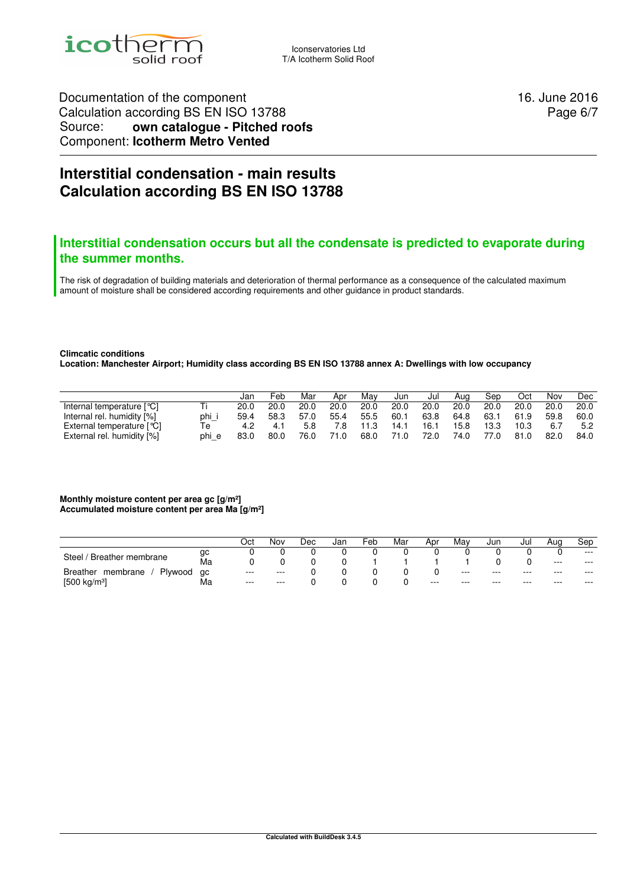Iconservatories Ltd
T/A Icotherm Solid Roof

Documentation of the component
Calculation according BS EN ISO 13788
Source: **own catalogue - Pitched roofs**
Component: **Icotherm Metro Vented**

16. June 2016

# Interstitial condensation - main results
# Calculation according BS EN ISO 13788

## Interstitial condensation occurs but all the condensate is predicted to evaporate during the summer months.

The risk of degradation of building materials and deterioration of thermal performance as a consequence of the calculated maximum amount of moisture shall be considered according requirements and other guidance in product standards.

**Climcatic conditions**
**Location: Manchester Airport; Humidity class according BS EN ISO 13788 annex A: Dwellings with low occupancy**

| | | Jan | Feb | Mar | Apr | May | Jun | Jul | Aug | Sep | Oct | Nov | Dec |
|---|---|---|---|---|---|---|---|---|---|---|---|---|---|
| Internal temperature [°C] | Ti | 20.0 | 20.0 | 20.0 | 20.0 | 20.0 | 20.0 | 20.0 | 20.0 | 20.0 | 20.0 | 20.0 | 20.0 |
| Internal rel. humidity [%] | phi_i | 59.4 | 58.3 | 57.0 | 55.4 | 55.5 | 60.1 | 63.8 | 64.8 | 63.1 | 61.9 | 59.8 | 60.0 |
| External temperature [°C] | Te | 4.2 | 4.1 | 5.8 | 7.8 | 11.3 | 14.1 | 16.1 | 15.8 | 13.3 | 10.3 | 6.7 | 5.2 |
| External rel. humidity [%] | phi_e | 83.0 | 80.0 | 76.0 | 71.0 | 68.0 | 71.0 | 72.0 | 74.0 | 77.0 | 81.0 | 82.0 | 84.0 |

**Monthly moisture content per area gc [g/m²]**
**Accumulated moisture content per area Ma [g/m²]**

| | | Oct | Nov | Dec | Jan | Feb | Mar | Apr | May | Jun | Jul | Aug | Sep |
|---|---|---|---|---|---|---|---|---|---|---|---|---|---|
| Steel / Breather membrane | gc | 0 | 0 | 0 | 0 | 0 | 0 | 0 | 0 | 0 | 0 | 0 | --- |
| | Ma | 0 | 0 | 0 | 0 | 1 | 1 | 1 | 1 | 0 | 0 | --- | --- |
| Breather membrane / Plywood [500 kg/m³] | gc | --- | --- | 0 | 0 | 0 | 0 | 0 | --- | --- | --- | --- | --- |
| | Ma | --- | --- | 0 | 0 | 0 | 0 | --- | --- | --- | --- | --- | --- |

**Calculated with BuildDesk 3.4.5**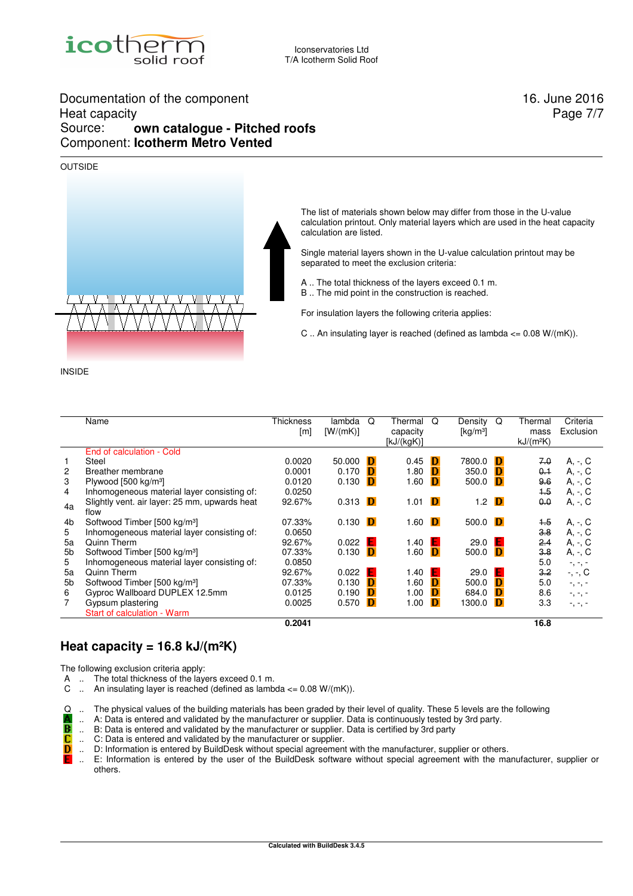Iconservatories Ltd
T/A Icotherm Solid Roof

Documentation of the component
Heat capacity
Source: **own catalogue - Pitched roofs**
Component: **Icotherm Metro Vented**

16. June 2016

OUTSIDE

INSIDE

The list of materials shown below may differ from those in the U-value calculation printout. Only material layers which are used in the heat capacity calculation are listed.

Single material layers shown in the U-value calculation printout may be separated to meet the exclusion criteria:

A .. The total thickness of the layers exceed 0.1 m.
B .. The mid point in the construction is reached.

For insulation layers the following criteria applies:

C .. An insulating layer is reached (defined as lambda <= 0.08 W/(mK)).

| | Name | Thickness [m] | lambda [W/(mK)] | Q | Thermal capacity [kJ/(kgK)] | Q | Density [kg/m³] | Q | Thermal mass kJ/(m²K) | Criteria Exclusion |
|---|---|---|---|---|---|---|---|---|---|---|
| | End of calculation - Cold | | | | | | | | | |
| 1 | Steel | 0.0020 | 50.000 | D | 0.45 | D | 7800.0 | D | ~~7.0~~ | A, -, C |
| 2 | Breather membrane | 0.0001 | 0.170 | D | 1.80 | D | 350.0 | D | ~~0.1~~ | A, -, C |
| 3 | Plywood [500 kg/m³] | 0.0120 | 0.130 | D | 1.60 | D | 500.0 | D | ~~9.6~~ | A, -, C |
| 4 | Inhomogeneous material layer consisting of: | 0.0250 | | | | | | | ~~1.5~~ | A, -, C |
| 4a | Slightly vent. air layer: 25 mm, upwards heat flow | 92.67% | 0.313 | D | 1.01 | D | 1.2 | D | ~~0.0~~ | A, -, C |
| 4b | Softwood Timber [500 kg/m³] | 07.33% | 0.130 | D | 1.60 | D | 500.0 | D | ~~1.5~~ | A, -, C |
| 5 | Inhomogeneous material layer consisting of: | 0.0650 | | | | | | | ~~3.8~~ | A, -, C |
| 5a | Quinn Therm | 92.67% | 0.022 | E | 1.40 | E | 29.0 | E | ~~2.4~~ | A, -, C |
| 5b | Softwood Timber [500 kg/m³] | 07.33% | 0.130 | D | 1.60 | D | 500.0 | D | ~~3.8~~ | A, -, C |
| 5 | Inhomogeneous material layer consisting of: | 0.0850 | | | | | | | 5.0 | -, -, - |
| 5a | Quinn Therm | 92.67% | 0.022 | E | 1.40 | E | 29.0 | E | ~~3.2~~ | -, -, C |
| 5b | Softwood Timber [500 kg/m³] | 07.33% | 0.130 | D | 1.60 | D | 500.0 | D | 5.0 | -, -, - |
| 6 | Gyproc Wallboard DUPLEX 12.5mm | 0.0125 | 0.190 | D | 1.00 | D | 684.0 | D | 8.6 | -, -, - |
| 7 | Gypsum plastering | 0.0025 | 0.570 | D | 1.00 | D | 1300.0 | D | 3.3 | -, -, - |
| | Start of calculation - Warm | | | | | | | | | |
| | | **0.2041** | | | | | | | **16.8** | |

## Heat capacity = 16.8 kJ/(m²K)

The following exclusion criteria apply:
A .. The total thickness of the layers exceed 0.1 m.
C .. An insulating layer is reached (defined as lambda <= 0.08 W/(mK)).

Q .. The physical values of the building materials has been graded by their level of quality. These 5 levels are the following
A .. A: Data is entered and validated by the manufacturer or supplier. Data is continuously tested by 3rd party.
B .. B: Data is entered and validated by the manufacturer or supplier. Data is certified by 3rd party
C .. C: Data is entered and validated by the manufacturer or supplier.
D .. D: Information is entered by BuildDesk without special agreement with the manufacturer, supplier or others.
E .. E: Information is entered by the user of the BuildDesk software without special agreement with the manufacturer, supplier or others.

Calculated with BuildDesk 3.4.5